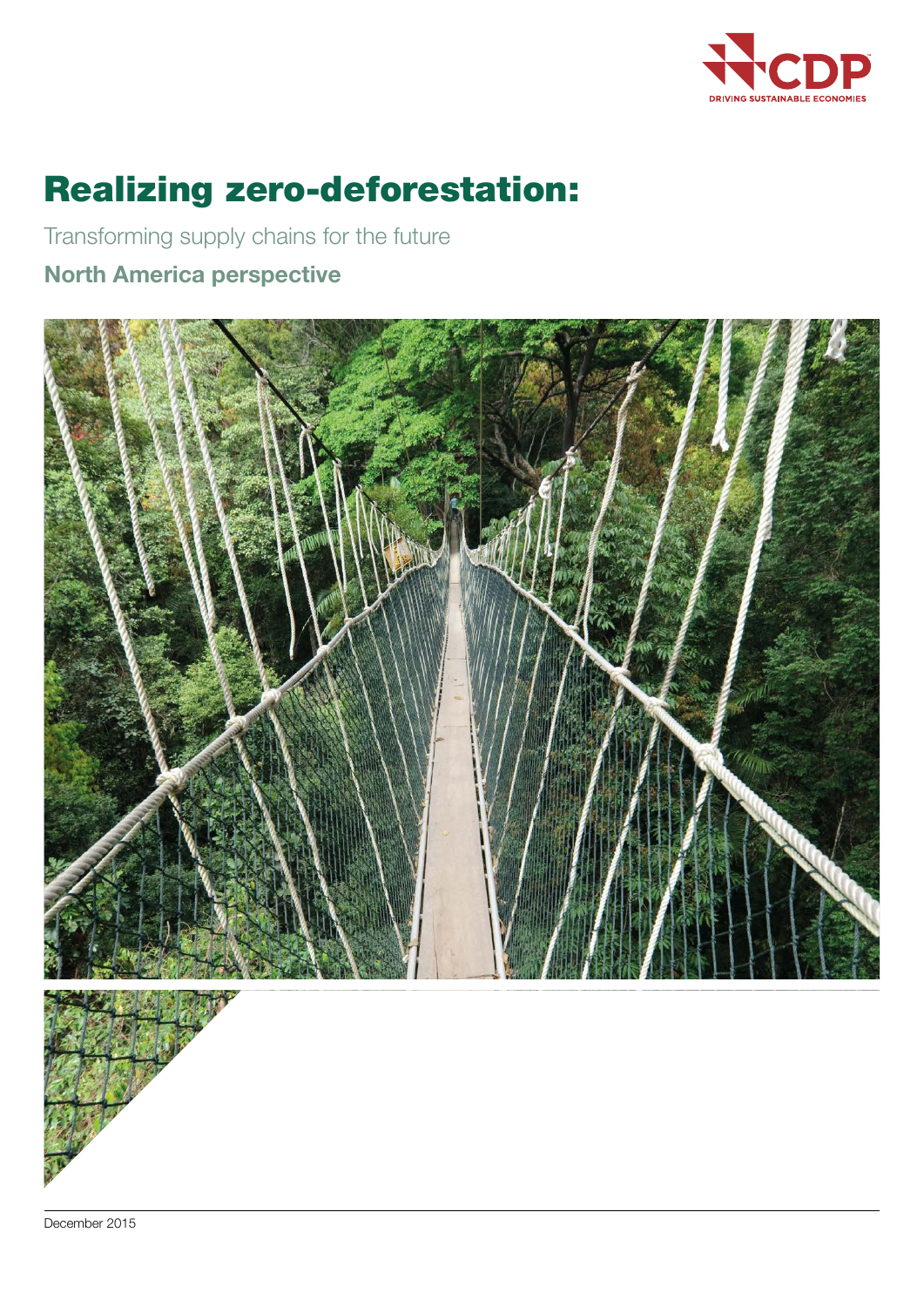CDP
DRIVING SUSTAINABLE ECONOMIES

# Realizing zero-deforestation:

Transforming supply chains for the future

## North America perspective

December 2015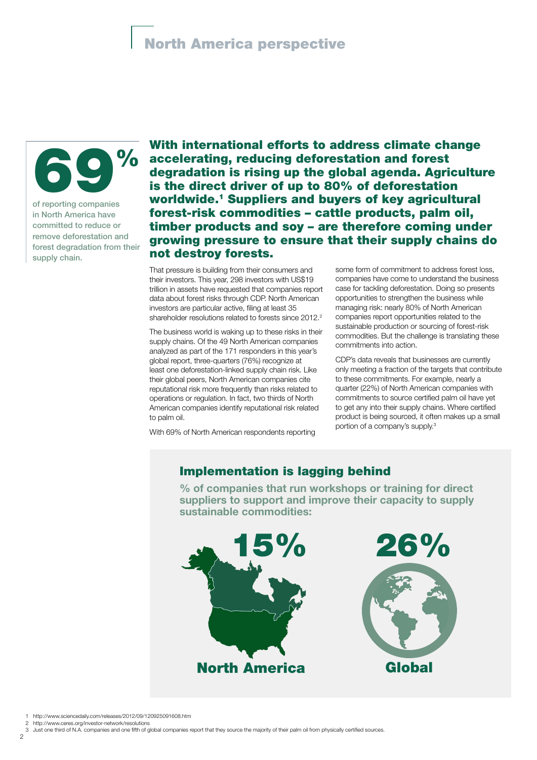# North America perspective

**69%**

of reporting companies in North America have committed to reduce or remove deforestation and forest degradation from their supply chain.

**With international efforts to address climate change accelerating, reducing deforestation and forest degradation is rising up the global agenda. Agriculture is the direct driver of up to 80% of deforestation worldwide.[1] Suppliers and buyers of key agricultural forest-risk commodities – cattle products, palm oil, timber products and soy – are therefore coming under growing pressure to ensure that their supply chains do not destroy forests.**

That pressure is building from their consumers and their investors. This year, 298 investors with US$19 trillion in assets have requested that companies report data about forest risks through CDP. North American investors are particular active, filing at least 35 shareholder resolutions related to forests since 2012.[2]

The business world is waking up to these risks in their supply chains. Of the 49 North American companies analyzed as part of the 171 responders in this year's global report, three-quarters (76%) recognize at least one deforestation-linked supply chain risk. Like their global peers, North American companies cite reputational risk more frequently than risks related to operations or regulation. In fact, two thirds of North American companies identify reputational risk related to palm oil.

With 69% of North American respondents reporting some form of commitment to address forest loss, companies have come to understand the business case for tackling deforestation. Doing so presents opportunities to strengthen the business while managing risk: nearly 80% of North American companies report opportunities related to the sustainable production or sourcing of forest-risk commodities. But the challenge is translating these commitments into action.

CDP's data reveals that businesses are currently only meeting a fraction of the targets that contribute to these commitments. For example, nearly a quarter (22%) of North American companies with commitments to source certified palm oil have yet to get any into their supply chains. Where certified product is being sourced, it often makes up a small portion of a company's supply.[3]

## Implementation is lagging behind

**% of companies that run workshops or training for direct suppliers to support and improve their capacity to supply sustainable commodities:**

| North America | Global |
|---|---|
| 15% | 26% |

1 http://www.sciencedaily.com/releases/2012/09/120925091608.htm
2 http://www.ceres.org/investor-network/resolutions
3 Just one third of N.A. companies and one fifth of global companies report that they source the majority of their palm oil from physically certified sources.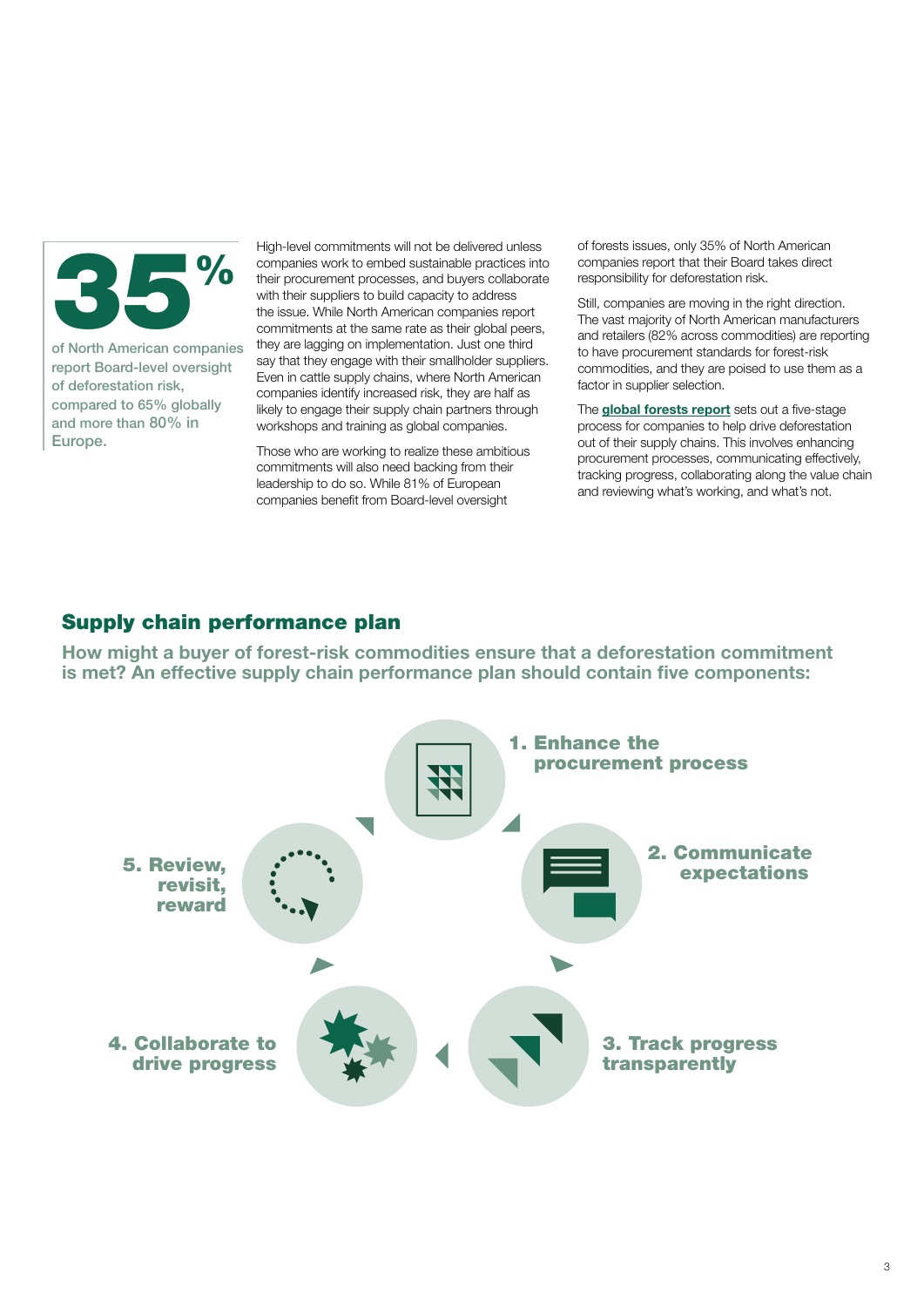**35%**

of North American companies report Board-level oversight of deforestation risk, compared to 65% globally and more than 80% in Europe.

High-level commitments will not be delivered unless companies work to embed sustainable practices into their procurement processes, and buyers collaborate with their suppliers to build capacity to address the issue. While North American companies report commitments at the same rate as their global peers, they are lagging on implementation. Just one third say that they engage with their smallholder suppliers. Even in cattle supply chains, where North American companies identify increased risk, they are half as likely to engage their supply chain partners through workshops and training as global companies.

Those who are working to realize these ambitious commitments will also need backing from their leadership to do so. While 81% of European companies benefit from Board-level oversight of forests issues, only 35% of North American companies report that their Board takes direct responsibility for deforestation risk.

Still, companies are moving in the right direction. The vast majority of North American manufacturers and retailers (82% across commodities) are reporting to have procurement standards for forest-risk commodities, and they are poised to use them as a factor in supplier selection.

The **global forests report** sets out a five-stage process for companies to help drive deforestation out of their supply chains. This involves enhancing procurement processes, communicating effectively, tracking progress, collaborating along the value chain and reviewing what's working, and what's not.

## Supply chain performance plan

**How might a buyer of forest-risk commodities ensure that a deforestation commitment is met? An effective supply chain performance plan should contain five components:**

1. Enhance the procurement process
2. Communicate expectations
3. Track progress transparently
4. Collaborate to drive progress
5. Review, revisit, reward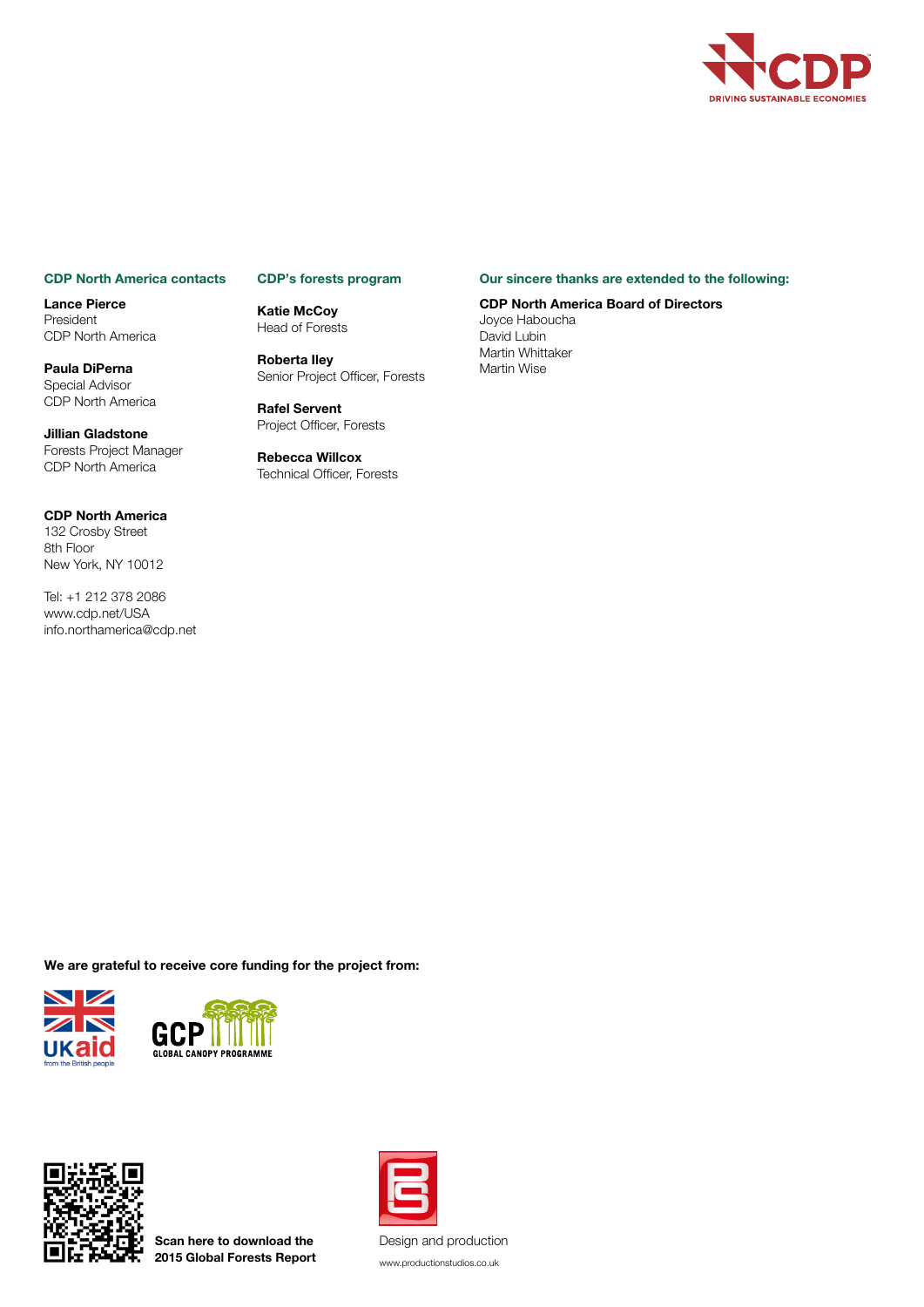CDP
DRIVING SUSTAINABLE ECONOMIES

### CDP North America contacts

**Lance Pierce**
President
CDP North America

**Paula DiPerna**
Special Advisor
CDP North America

**Jillian Gladstone**
Forests Project Manager
CDP North America

**CDP North America**
132 Crosby Street
8th Floor
New York, NY 10012

Tel: +1 212 378 2086
www.cdp.net/USA
info.northamerica@cdp.net

### CDP's forests program

**Katie McCoy**
Head of Forests

**Roberta Iley**
Senior Project Officer, Forests

**Rafel Servent**
Project Officer, Forests

**Rebecca Willcox**
Technical Officer, Forests

### Our sincere thanks are extended to the following:

**CDP North America Board of Directors**
Joyce Haboucha
David Lubin
Martin Whittaker
Martin Wise

**We are grateful to receive core funding for the project from:**

UKaid from the British people

GCP GLOBAL CANOPY PROGRAMME

**Scan here to download the 2015 Global Forests Report**

Design and production
www.productionstudios.co.uk